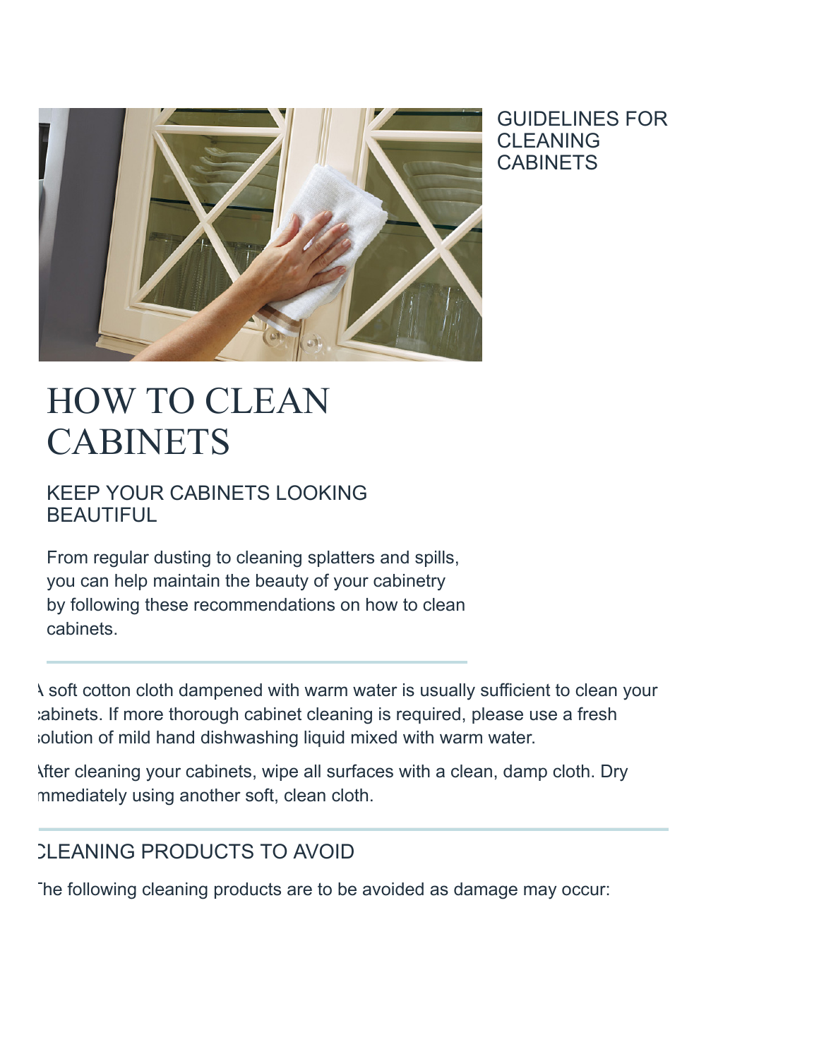GUIDELINES FOR CLEANING CABINETS

# HOW TO CLEAN CABINETS

## KEEP YOUR CABINETS LOOKING BEAUTIFUL

From regular dusting to cleaning splatters and spills, you can help maintain the beauty of your cabinetry by following these recommendations on how to clean cabinets.

---

A soft cotton cloth dampened with warm water is usually sufficient to clean your cabinets. If more thorough cabinet cleaning is required, please use a fresh solution of mild hand dishwashing liquid mixed with warm water.

After cleaning your cabinets, wipe all surfaces with a clean, damp cloth. Dry immediately using another soft, clean cloth.

---

## CLEANING PRODUCTS TO AVOID

The following cleaning products are to be avoided as damage may occur: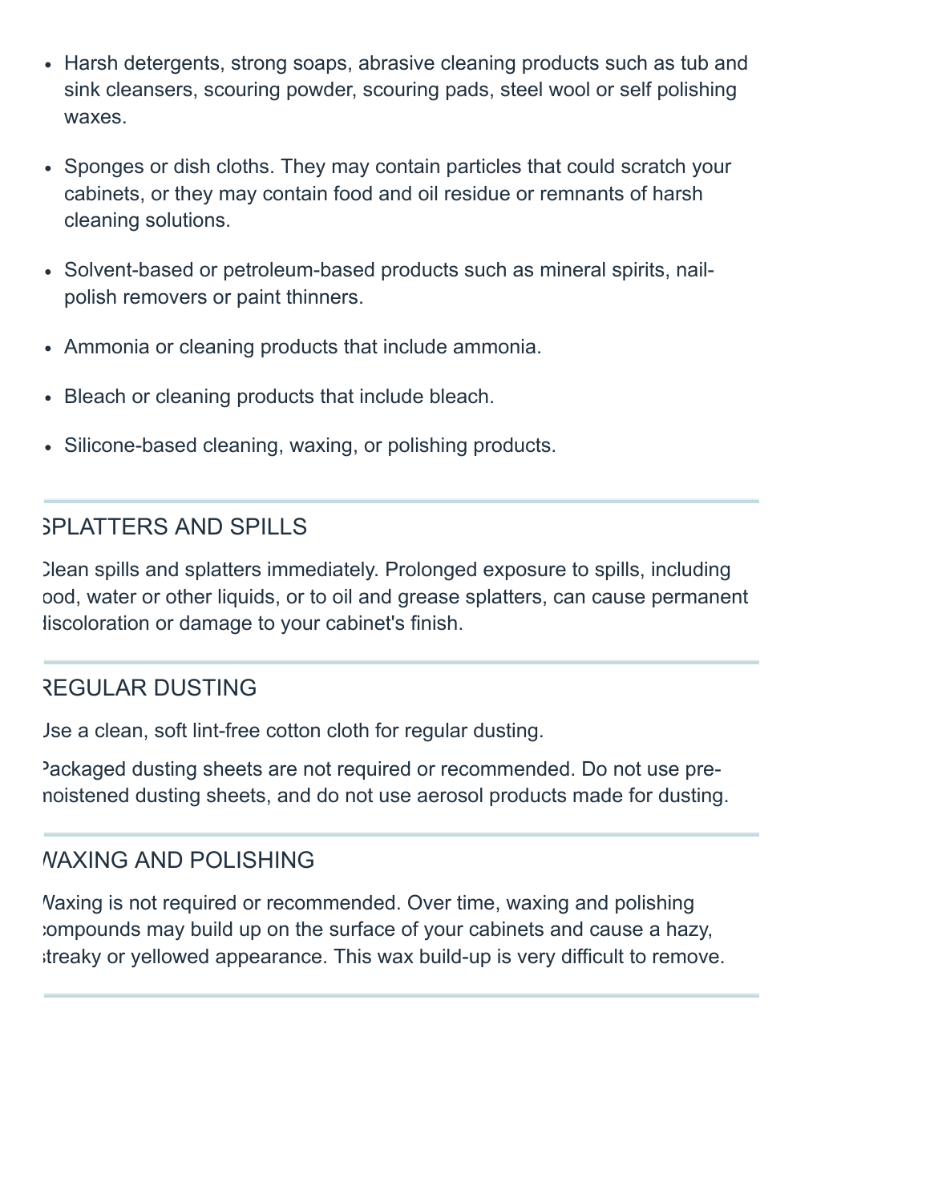- Harsh detergents, strong soaps, abrasive cleaning products such as tub and sink cleansers, scouring powder, scouring pads, steel wool or self polishing waxes.
- Sponges or dish cloths. They may contain particles that could scratch your cabinets, or they may contain food and oil residue or remnants of harsh cleaning solutions.
- Solvent-based or petroleum-based products such as mineral spirits, nail-polish removers or paint thinners.
- Ammonia or cleaning products that include ammonia.
- Bleach or cleaning products that include bleach.
- Silicone-based cleaning, waxing, or polishing products.

## SPLATTERS AND SPILLS

Clean spills and splatters immediately. Prolonged exposure to spills, including food, water or other liquids, or to oil and grease splatters, can cause permanent discoloration or damage to your cabinet's finish.

## REGULAR DUSTING

Use a clean, soft lint-free cotton cloth for regular dusting.

Packaged dusting sheets are not required or recommended. Do not use pre-moistened dusting sheets, and do not use aerosol products made for dusting.

## WAXING AND POLISHING

Waxing is not required or recommended. Over time, waxing and polishing compounds may build up on the surface of your cabinets and cause a hazy, streaky or yellowed appearance. This wax build-up is very difficult to remove.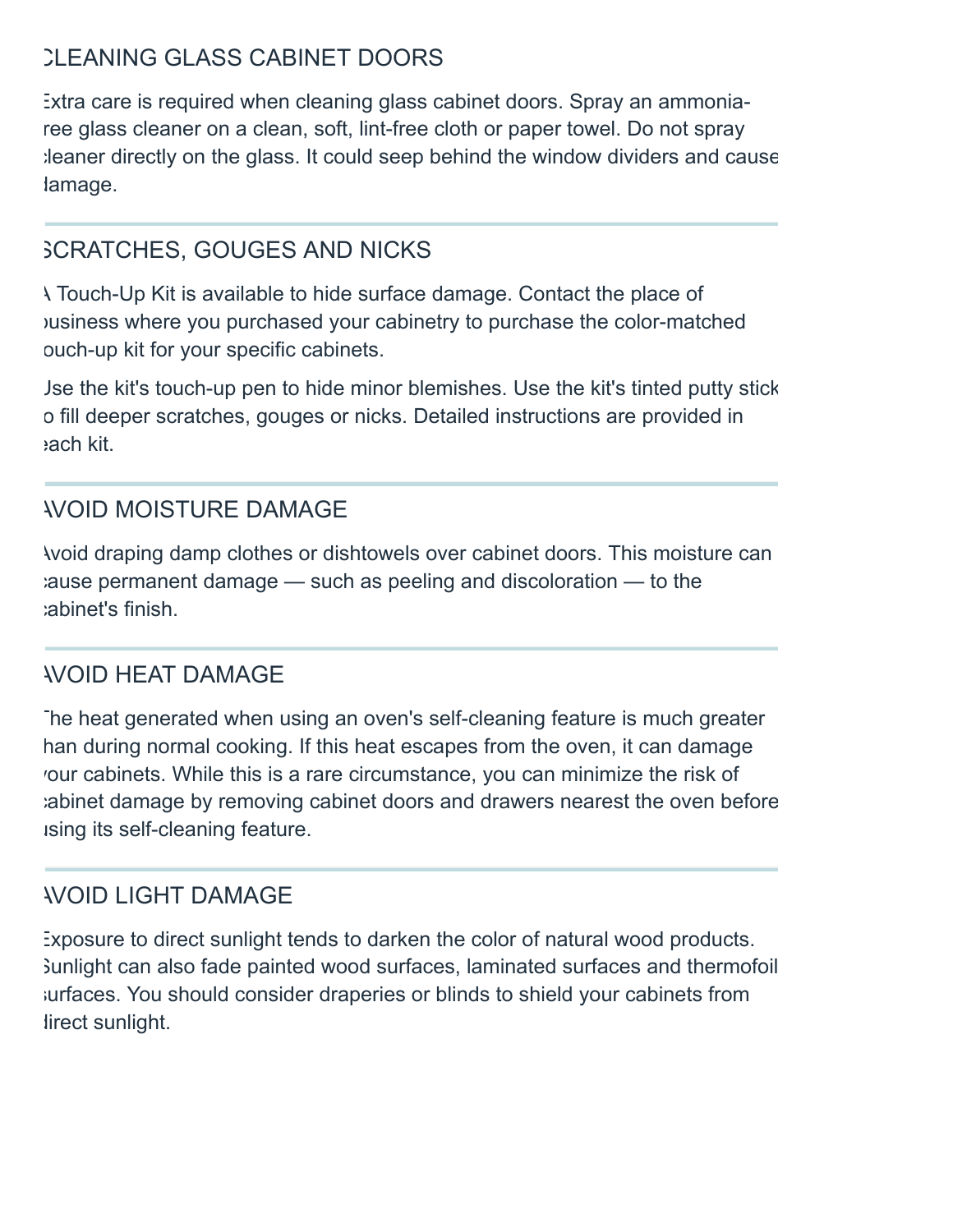## CLEANING GLASS CABINET DOORS

Extra care is required when cleaning glass cabinet doors. Spray an ammonia-free glass cleaner on a clean, soft, lint-free cloth or paper towel. Do not spray cleaner directly on the glass. It could seep behind the window dividers and cause damage.

---

## SCRATCHES, GOUGES AND NICKS

A Touch-Up Kit is available to hide surface damage. Contact the place of business where you purchased your cabinetry to purchase the color-matched touch-up kit for your specific cabinets.

Use the kit's touch-up pen to hide minor blemishes. Use the kit's tinted putty stick to fill deeper scratches, gouges or nicks. Detailed instructions are provided in each kit.

---

## AVOID MOISTURE DAMAGE

Avoid draping damp clothes or dishtowels over cabinet doors. This moisture can cause permanent damage — such as peeling and discoloration — to the cabinet's finish.

---

## AVOID HEAT DAMAGE

The heat generated when using an oven's self-cleaning feature is much greater than during normal cooking. If this heat escapes from the oven, it can damage your cabinets. While this is a rare circumstance, you can minimize the risk of cabinet damage by removing cabinet doors and drawers nearest the oven before using its self-cleaning feature.

---

## AVOID LIGHT DAMAGE

Exposure to direct sunlight tends to darken the color of natural wood products. Sunlight can also fade painted wood surfaces, laminated surfaces and thermofoil surfaces. You should consider draperies or blinds to shield your cabinets from direct sunlight.